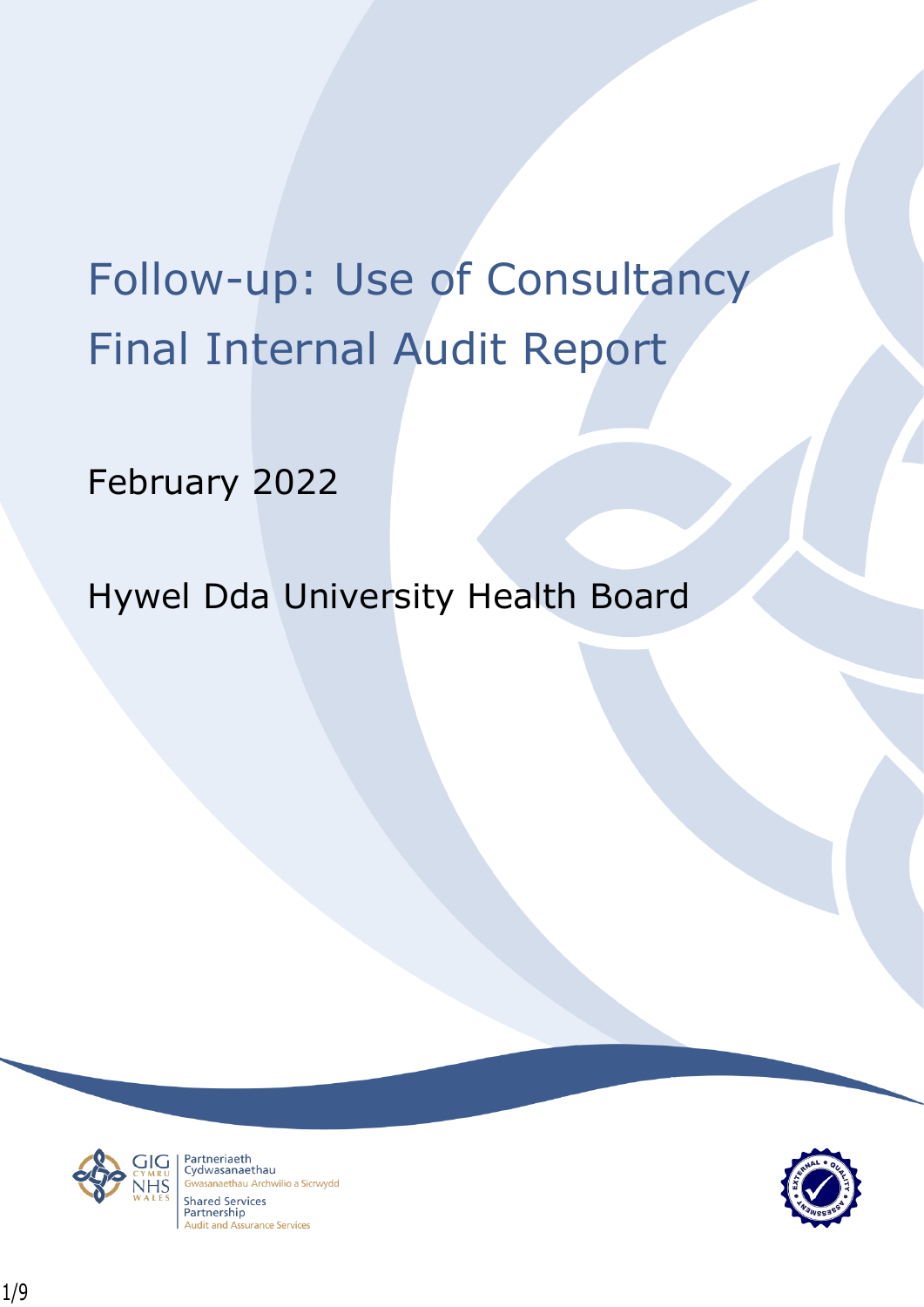# Follow-up: Use of Consultancy
# Final Internal Audit Report

February 2022

Hywel Dda University Health Board

GIG CYMRU NHS WALES | Partneriaeth Cydwasanaethau
Gwasanaethau Archwilio a Sicrwydd
Shared Services Partnership
Audit and Assurance Services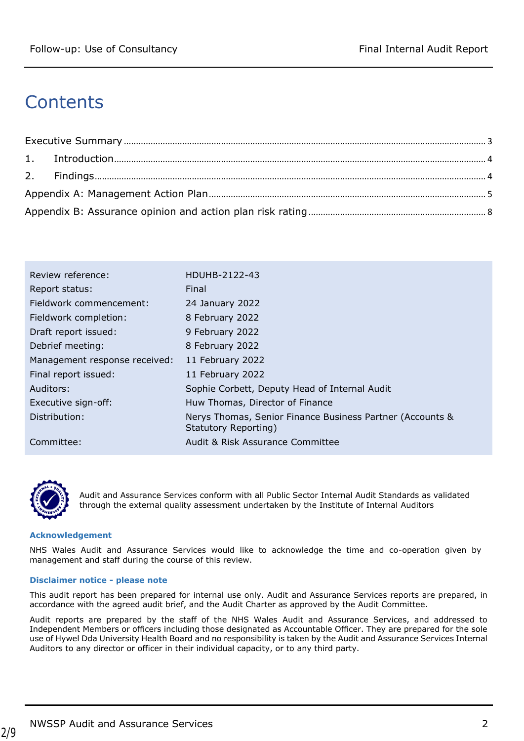# Contents

Executive Summary ..... 3

1. Introduction ..... 4

2. Findings ..... 4

Appendix A: Management Action Plan ..... 5

Appendix B: Assurance opinion and action plan risk rating ..... 8

| | |
|---|---|
| Review reference: | HDUHB-2122-43 |
| Report status: | Final |
| Fieldwork commencement: | 24 January 2022 |
| Fieldwork completion: | 8 February 2022 |
| Draft report issued: | 9 February 2022 |
| Debrief meeting: | 8 February 2022 |
| Management response received: | 11 February 2022 |
| Final report issued: | 11 February 2022 |
| Auditors: | Sophie Corbett, Deputy Head of Internal Audit |
| Executive sign-off: | Huw Thomas, Director of Finance |
| Distribution: | Nerys Thomas, Senior Finance Business Partner (Accounts & Statutory Reporting) |
| Committee: | Audit & Risk Assurance Committee |

Audit and Assurance Services conform with all Public Sector Internal Audit Standards as validated through the external quality assessment undertaken by the Institute of Internal Auditors

**Acknowledgement**

NHS Wales Audit and Assurance Services would like to acknowledge the time and co-operation given by management and staff during the course of this review.

**Disclaimer notice - please note**

This audit report has been prepared for internal use only. Audit and Assurance Services reports are prepared, in accordance with the agreed audit brief, and the Audit Charter as approved by the Audit Committee.

Audit reports are prepared by the staff of the NHS Wales Audit and Assurance Services, and addressed to Independent Members or officers including those designated as Accountable Officer. They are prepared for the sole use of Hywel Dda University Health Board and no responsibility is taken by the Audit and Assurance Services Internal Auditors to any director or officer in their individual capacity, or to any third party.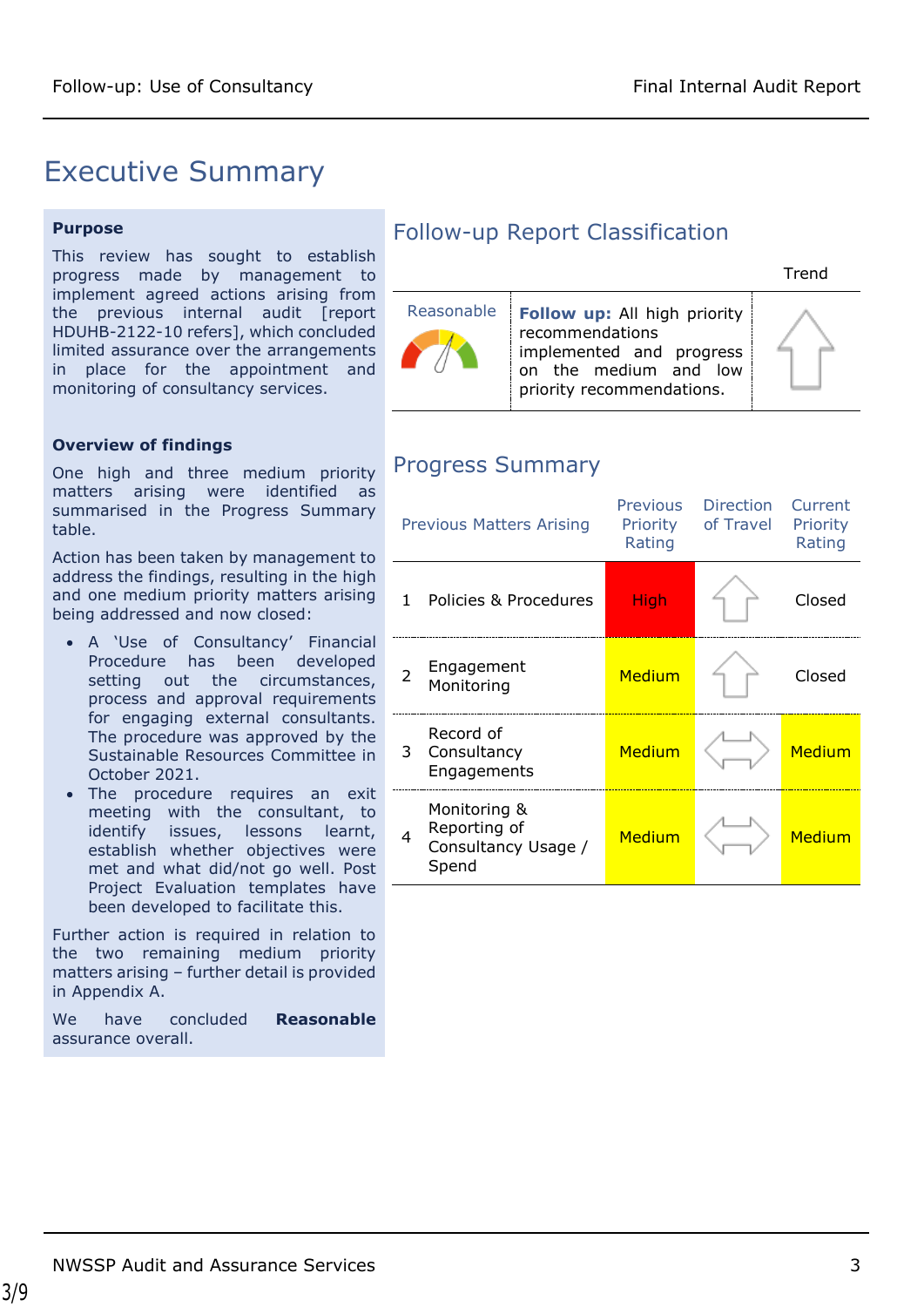# Executive Summary

**Purpose**

This review has sought to establish progress made by management to implement agreed actions arising from the previous internal audit [report HDUHB-2122-10 refers], which concluded limited assurance over the arrangements in place for the appointment and monitoring of consultancy services.

**Overview of findings**

One high and three medium priority matters arising were identified as summarised in the Progress Summary table.

Action has been taken by management to address the findings, resulting in the high and one medium priority matters arising being addressed and now closed:

- A 'Use of Consultancy' Financial Procedure has been developed setting out the circumstances, process and approval requirements for engaging external consultants. The procedure was approved by the Sustainable Resources Committee in October 2021.
- The procedure requires an exit meeting with the consultant, to identify issues, lessons learnt, establish whether objectives were met and what did/not go well. Post Project Evaluation templates have been developed to facilitate this.

Further action is required in relation to the two remaining medium priority matters arising – further detail is provided in Appendix A.

We have concluded **Reasonable** assurance overall.

## Follow-up Report Classification

| Reasonable | | Trend |
|---|---|---|
| Reasonable | **Follow up:** All high priority recommendations implemented and progress on the medium and low priority recommendations. | ↑ |

## Progress Summary

| | Previous Matters Arising | Previous Priority Rating | Direction of Travel | Current Priority Rating |
|---|---|---|---|---|
| 1 | Policies & Procedures | High | ↑ | Closed |
| 2 | Engagement Monitoring | Medium | ↑ | Closed |
| 3 | Record of Consultancy Engagements | Medium | ⇔ | Medium |
| 4 | Monitoring & Reporting of Consultancy Usage / Spend | Medium | ⇔ | Medium |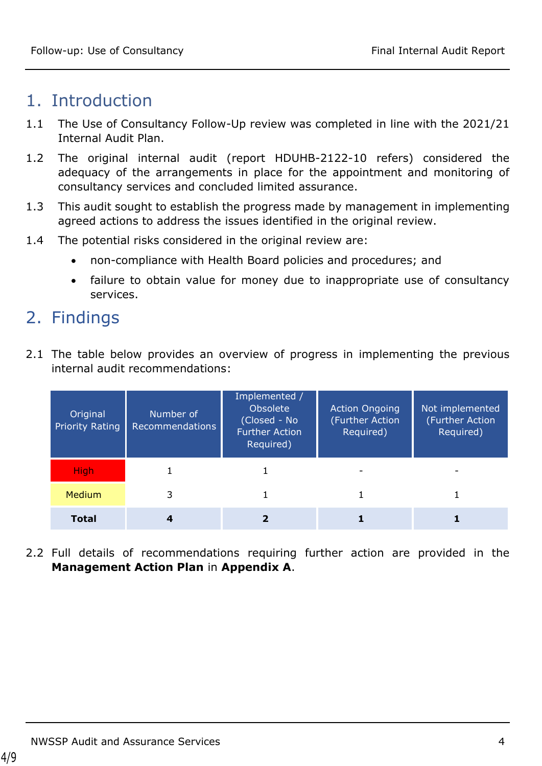# 1. Introduction

1.1 The Use of Consultancy Follow-Up review was completed in line with the 2021/21 Internal Audit Plan.

1.2 The original internal audit (report HDUHB-2122-10 refers) considered the adequacy of the arrangements in place for the appointment and monitoring of consultancy services and concluded limited assurance.

1.3 This audit sought to establish the progress made by management in implementing agreed actions to address the issues identified in the original review.

1.4 The potential risks considered in the original review are:

- non-compliance with Health Board policies and procedures; and
- failure to obtain value for money due to inappropriate use of consultancy services.

# 2. Findings

2.1 The table below provides an overview of progress in implementing the previous internal audit recommendations:

| Original Priority Rating | Number of Recommendations | Implemented / Obsolete (Closed - No Further Action Required) | Action Ongoing (Further Action Required) | Not implemented (Further Action Required) |
|---|---|---|---|---|
| High | 1 | 1 | - | - |
| Medium | 3 | 1 | 1 | 1 |
| **Total** | **4** | **2** | **1** | **1** |

2.2 Full details of recommendations requiring further action are provided in the **Management Action Plan** in **Appendix A**.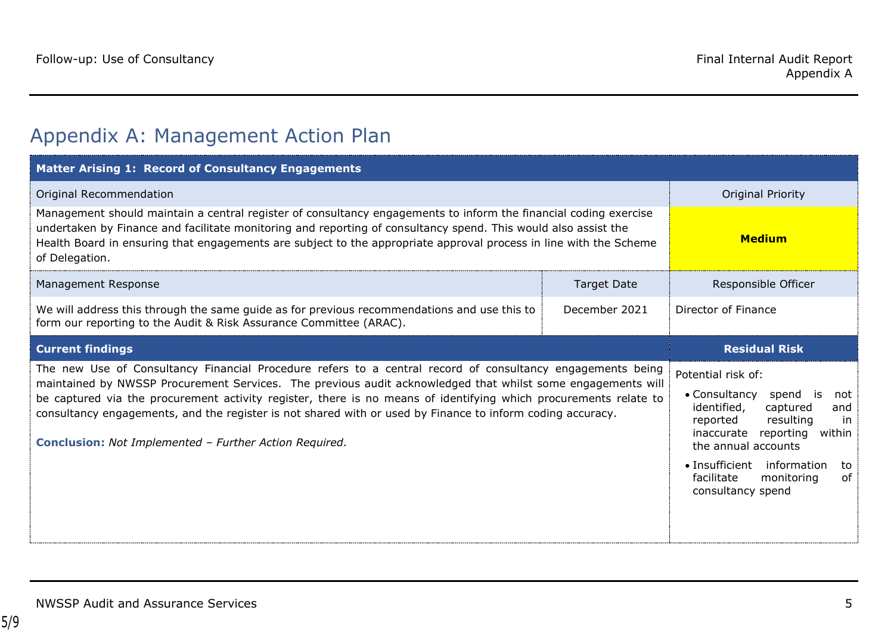## Appendix A: Management Action Plan

| Matter Arising 1: Record of Consultancy Engagements | | |
|---|---|---|
| **Original Recommendation** | | **Original Priority** |
| Management should maintain a central register of consultancy engagements to inform the financial coding exercise undertaken by Finance and facilitate monitoring and reporting of consultancy spend. This would also assist the Health Board in ensuring that engagements are subject to the appropriate approval process in line with the Scheme of Delegation. | | **Medium** |
| **Management Response** | **Target Date** | **Responsible Officer** |
| We will address this through the same guide as for previous recommendations and use this to form our reporting to the Audit & Risk Assurance Committee (ARAC). | December 2021 | Director of Finance |
| **Current findings** | | **Residual Risk** |
| The new Use of Consultancy Financial Procedure refers to a central record of consultancy engagements being maintained by NWSSP Procurement Services. The previous audit acknowledged that whilst some engagements will be captured via the procurement activity register, there is no means of identifying which procurements relate to consultancy engagements, and the register is not shared with or used by Finance to inform coding accuracy.<br><br>**Conclusion:** *Not Implemented – Further Action Required.* | | Potential risk of:<br>• Consultancy spend is not identified, captured and reported resulting in inaccurate reporting within the annual accounts<br>• Insufficient information to facilitate monitoring of consultancy spend |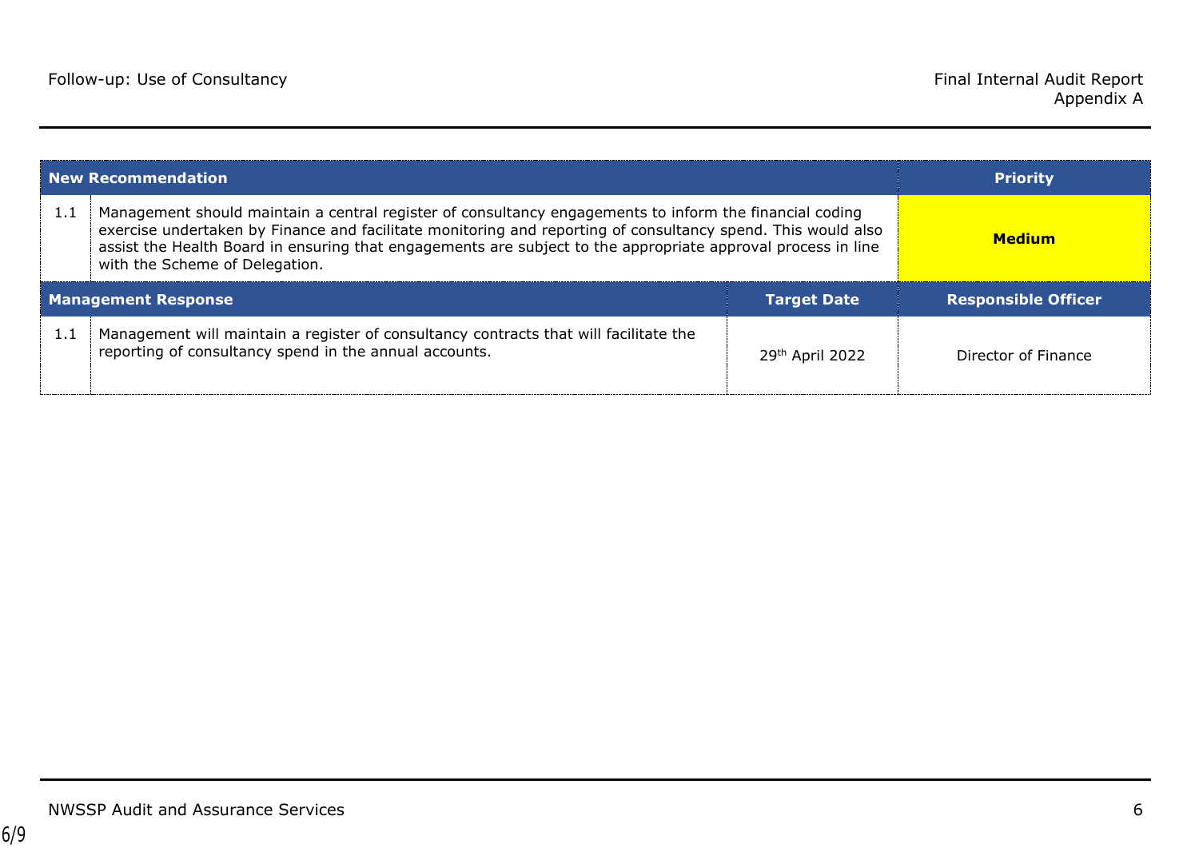| New Recommendation | | | Priority |
|---|---|---|---|
| 1.1 | Management should maintain a central register of consultancy engagements to inform the financial coding exercise undertaken by Finance and facilitate monitoring and reporting of consultancy spend. This would also assist the Health Board in ensuring that engagements are subject to the appropriate approval process in line with the Scheme of Delegation. | | **Medium** |
| **Management Response** | | **Target Date** | **Responsible Officer** |
| 1.1 | Management will maintain a register of consultancy contracts that will facilitate the reporting of consultancy spend in the annual accounts. | 29th April 2022 | Director of Finance |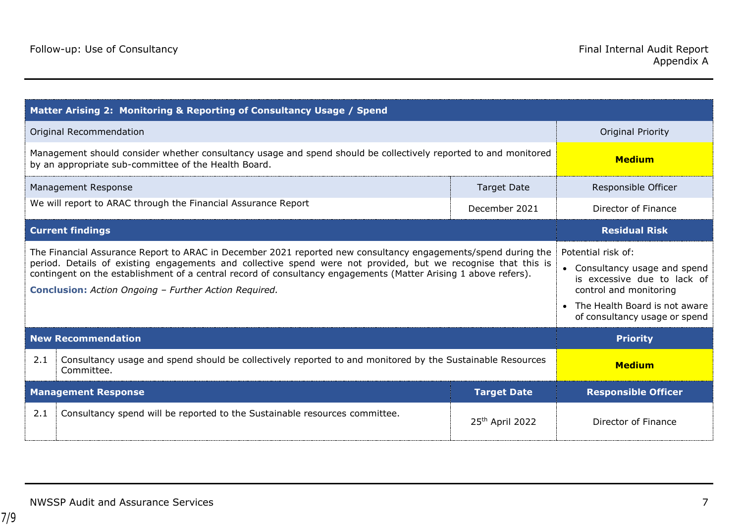| Matter Arising 2: Monitoring & Reporting of Consultancy Usage / Spend | | | |
|---|---|---|---|
| Original Recommendation | | | Original Priority |
| Management should consider whether consultancy usage and spend should be collectively reported to and monitored by an appropriate sub-committee of the Health Board. | | | **Medium** |
| Management Response | | Target Date | Responsible Officer |
| We will report to ARAC through the Financial Assurance Report | | December 2021 | Director of Finance |
| **Current findings** | | | **Residual Risk** |
| The Financial Assurance Report to ARAC in December 2021 reported new consultancy engagements/spend during the period. Details of existing engagements and collective spend were not provided, but we recognise that this is contingent on the establishment of a central record of consultancy engagements (Matter Arising 1 above refers).<br><br>**Conclusion:** *Action Ongoing – Further Action Required.* | | | Potential risk of:<br>• Consultancy usage and spend is excessive due to lack of control and monitoring<br>• The Health Board is not aware of consultancy usage or spend |
| **New Recommendation** | | | **Priority** |
| 2.1 | Consultancy usage and spend should be collectively reported to and monitored by the Sustainable Resources Committee. | | **Medium** |
| **Management Response** | | **Target Date** | **Responsible Officer** |
| 2.1 | Consultancy spend will be reported to the Sustainable resources committee. | 25th April 2022 | Director of Finance |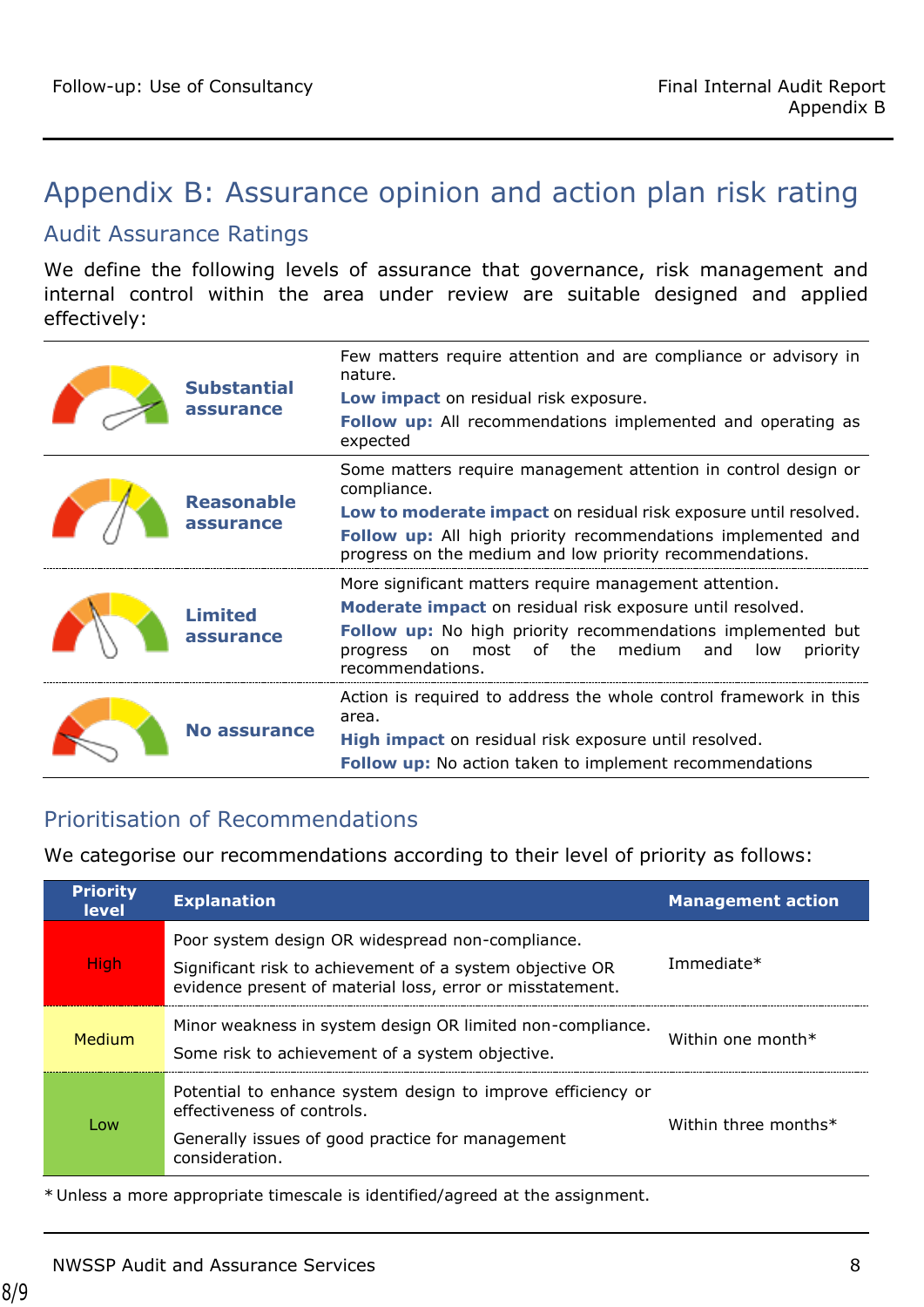# Appendix B: Assurance opinion and action plan risk rating

## Audit Assurance Ratings

We define the following levels of assurance that governance, risk management and internal control within the area under review are suitable designed and applied effectively:

| | |
|---|---|
| **Substantial assurance** | Few matters require attention and are compliance or advisory in nature.<br>**Low impact** on residual risk exposure.<br>**Follow up:** All recommendations implemented and operating as expected |
| **Reasonable assurance** | Some matters require management attention in control design or compliance.<br>**Low to moderate impact** on residual risk exposure until resolved.<br>**Follow up:** All high priority recommendations implemented and progress on the medium and low priority recommendations. |
| **Limited assurance** | More significant matters require management attention.<br>**Moderate impact** on residual risk exposure until resolved.<br>**Follow up:** No high priority recommendations implemented but progress on most of the medium and low priority recommendations. |
| **No assurance** | Action is required to address the whole control framework in this area.<br>**High impact** on residual risk exposure until resolved.<br>**Follow up:** No action taken to implement recommendations |

## Prioritisation of Recommendations

We categorise our recommendations according to their level of priority as follows:

| Priority level | Explanation | Management action |
|---|---|---|
| High | Poor system design OR widespread non-compliance.<br>Significant risk to achievement of a system objective OR evidence present of material loss, error or misstatement. | Immediate* |
| Medium | Minor weakness in system design OR limited non-compliance.<br>Some risk to achievement of a system objective. | Within one month* |
| Low | Potential to enhance system design to improve efficiency or effectiveness of controls.<br>Generally issues of good practice for management consideration. | Within three months* |

* Unless a more appropriate timescale is identified/agreed at the assignment.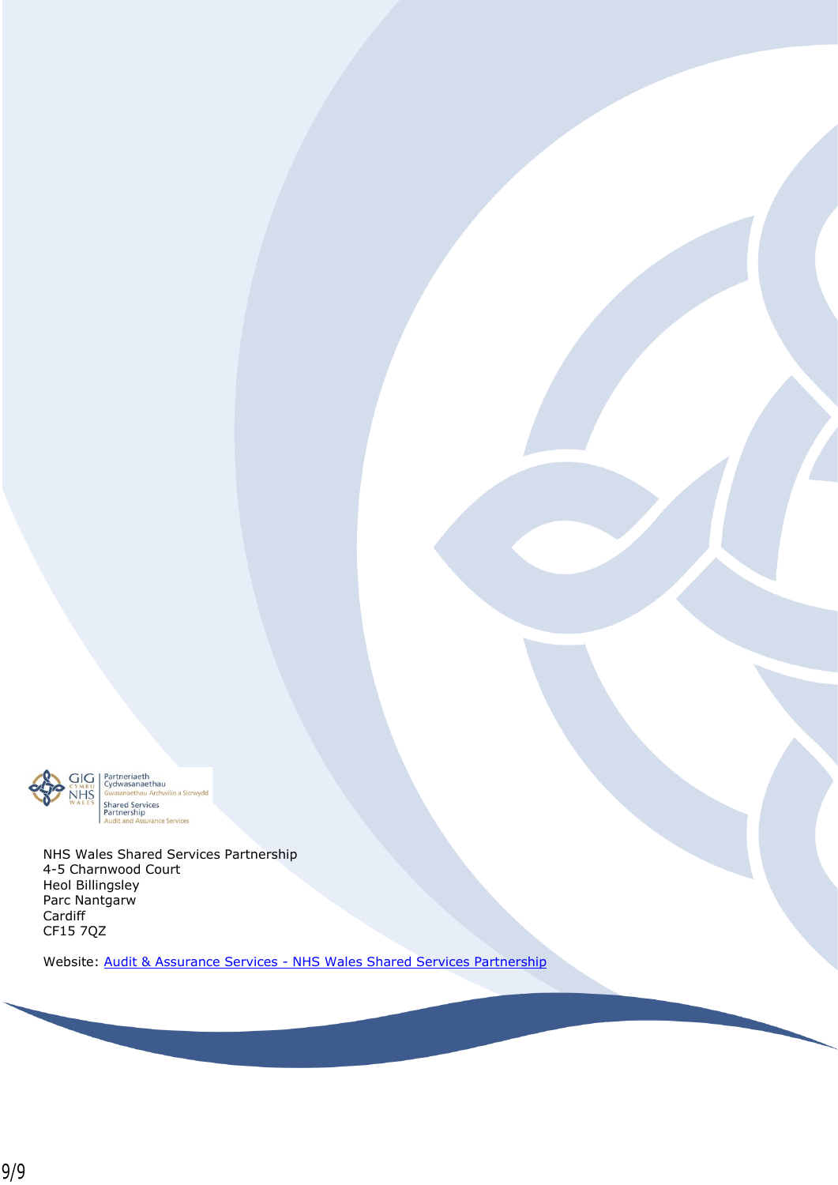Partneriaeth Cydwasanaethau
Gwasanaethau Archwilio a Sicrwydd
Shared Services Partnership
Audit and Assurance Services

NHS Wales Shared Services Partnership
4-5 Charnwood Court
Heol Billingsley
Parc Nantgarw
Cardiff
CF15 7QZ

Website: [Audit & Assurance Services - NHS Wales Shared Services Partnership]